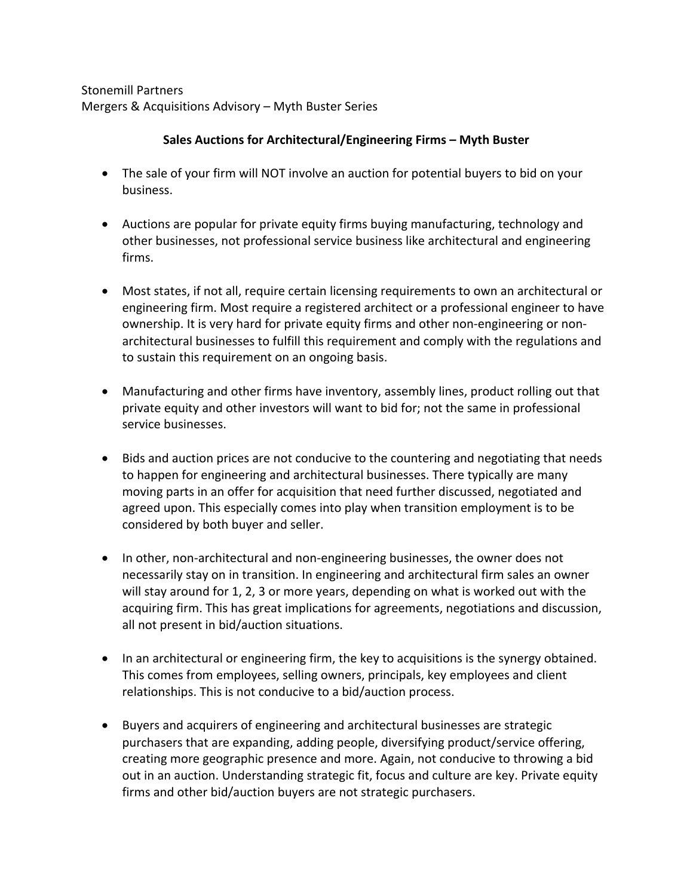Stonemill Partners
Mergers & Acquisitions Advisory – Myth Buster Series

**Sales Auctions for Architectural/Engineering Firms – Myth Buster**

- The sale of your firm will NOT involve an auction for potential buyers to bid on your business.

- Auctions are popular for private equity firms buying manufacturing, technology and other businesses, not professional service business like architectural and engineering firms.

- Most states, if not all, require certain licensing requirements to own an architectural or engineering firm. Most require a registered architect or a professional engineer to have ownership. It is very hard for private equity firms and other non-engineering or non-architectural businesses to fulfill this requirement and comply with the regulations and to sustain this requirement on an ongoing basis.

- Manufacturing and other firms have inventory, assembly lines, product rolling out that private equity and other investors will want to bid for; not the same in professional service businesses.

- Bids and auction prices are not conducive to the countering and negotiating that needs to happen for engineering and architectural businesses. There typically are many moving parts in an offer for acquisition that need further discussed, negotiated and agreed upon. This especially comes into play when transition employment is to be considered by both buyer and seller.

- In other, non-architectural and non-engineering businesses, the owner does not necessarily stay on in transition. In engineering and architectural firm sales an owner will stay around for 1, 2, 3 or more years, depending on what is worked out with the acquiring firm. This has great implications for agreements, negotiations and discussion, all not present in bid/auction situations.

- In an architectural or engineering firm, the key to acquisitions is the synergy obtained. This comes from employees, selling owners, principals, key employees and client relationships. This is not conducive to a bid/auction process.

- Buyers and acquirers of engineering and architectural businesses are strategic purchasers that are expanding, adding people, diversifying product/service offering, creating more geographic presence and more. Again, not conducive to throwing a bid out in an auction. Understanding strategic fit, focus and culture are key. Private equity firms and other bid/auction buyers are not strategic purchasers.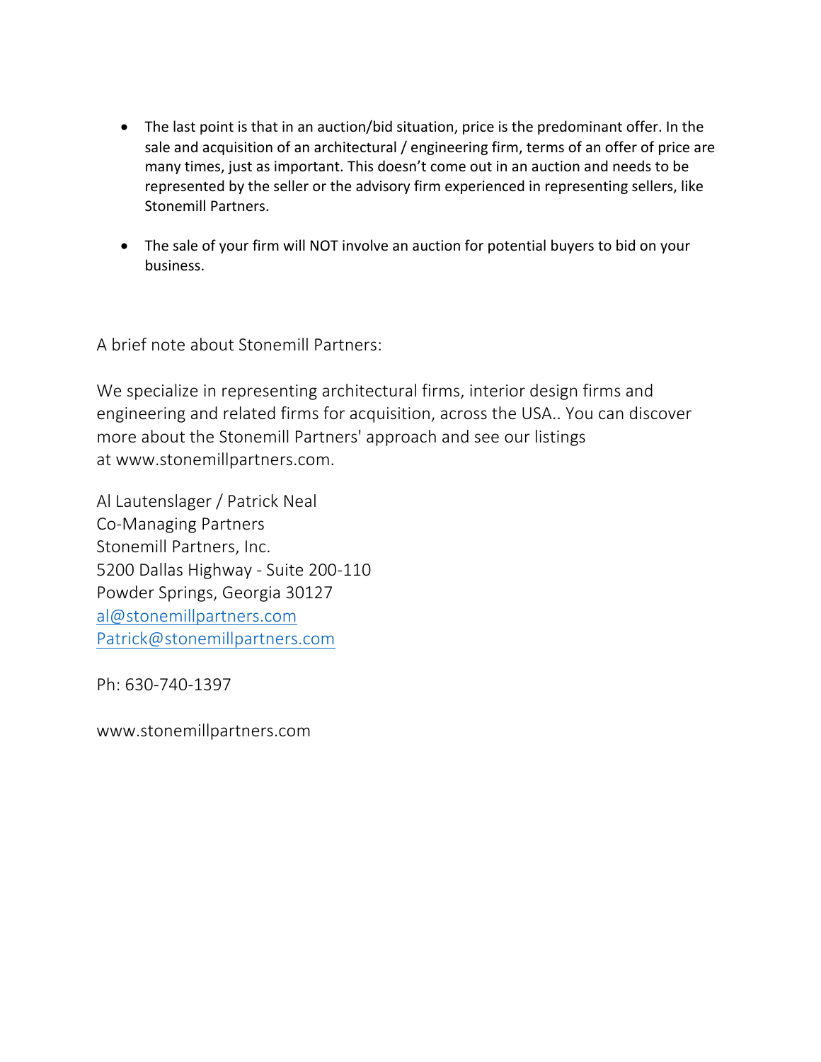- The last point is that in an auction/bid situation, price is the predominant offer. In the sale and acquisition of an architectural / engineering firm, terms of an offer of price are many times, just as important. This doesn't come out in an auction and needs to be represented by the seller or the advisory firm experienced in representing sellers, like Stonemill Partners.

- The sale of your firm will NOT involve an auction for potential buyers to bid on your business.

A brief note about Stonemill Partners:

We specialize in representing architectural firms, interior design firms and engineering and related firms for acquisition, across the USA.. You can discover more about the Stonemill Partners' approach and see our listings at www.stonemillpartners.com.

Al Lautenslager / Patrick Neal
Co-Managing Partners
Stonemill Partners, Inc.
5200 Dallas Highway - Suite 200-110
Powder Springs, Georgia 30127
al@stonemillpartners.com
Patrick@stonemillpartners.com

Ph: 630-740-1397

www.stonemillpartners.com